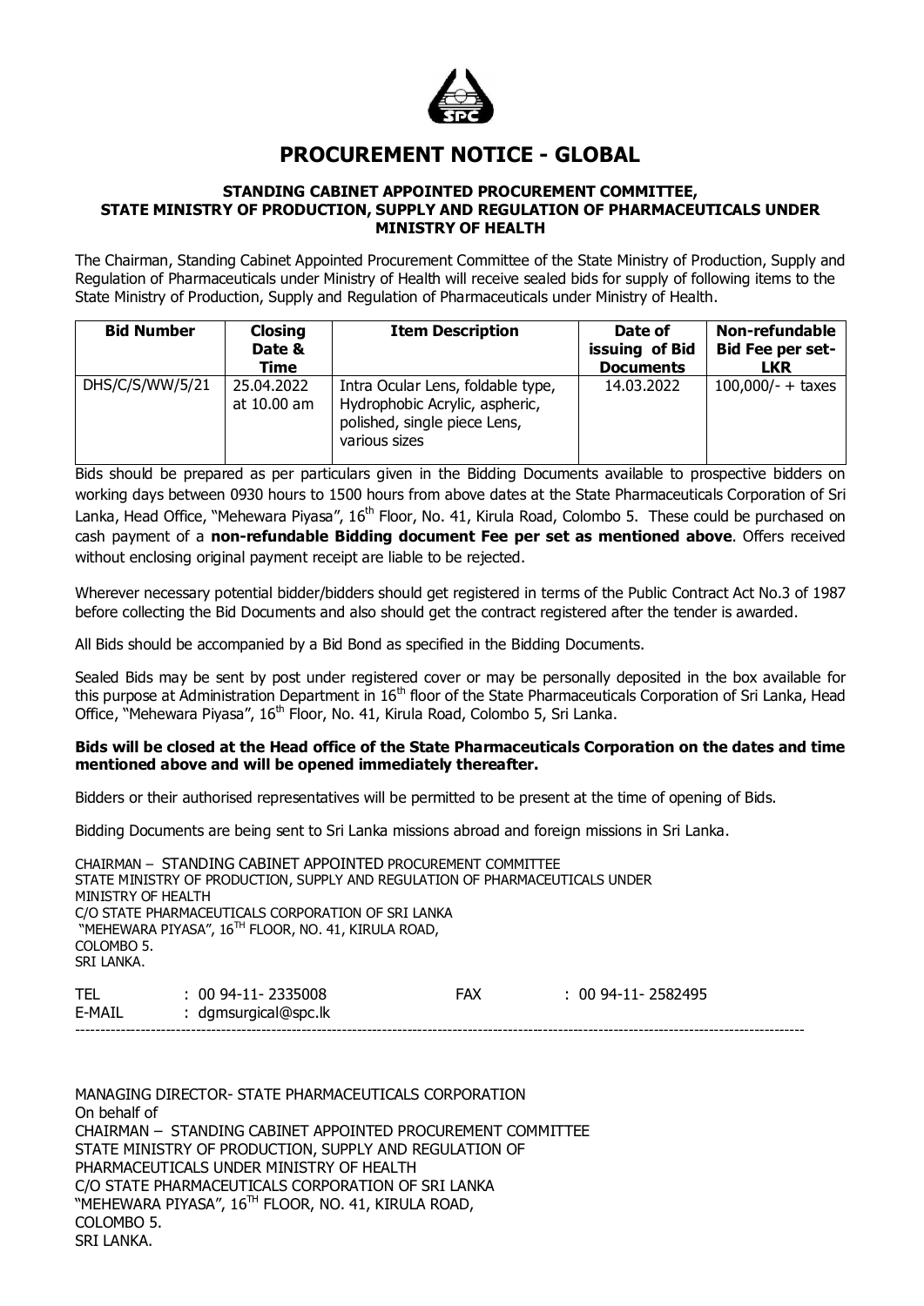# PROCUREMENT NOTICE - GLOBAL

**STANDING CABINET APPOINTED PROCUREMENT COMMITTEE, STATE MINISTRY OF PRODUCTION, SUPPLY AND REGULATION OF PHARMACEUTICALS UNDER MINISTRY OF HEALTH**

The Chairman, Standing Cabinet Appointed Procurement Committee of the State Ministry of Production, Supply and Regulation of Pharmaceuticals under Ministry of Health will receive sealed bids for supply of following items to the State Ministry of Production, Supply and Regulation of Pharmaceuticals under Ministry of Health.

| Bid Number | Closing Date & Time | Item Description | Date of issuing of Bid Documents | Non-refundable Bid Fee per set- LKR |
|---|---|---|---|---|
| DHS/C/S/WW/5/21 | 25.04.2022 at 10.00 am | Intra Ocular Lens, foldable type, Hydrophobic Acrylic, aspheric, polished, single piece Lens, various sizes | 14.03.2022 | 100,000/- + taxes |

Bids should be prepared as per particulars given in the Bidding Documents available to prospective bidders on working days between 0930 hours to 1500 hours from above dates at the State Pharmaceuticals Corporation of Sri Lanka, Head Office, "Mehewara Piyasa", 16th Floor, No. 41, Kirula Road, Colombo 5. These could be purchased on cash payment of a **non-refundable Bidding document Fee per set as mentioned above**. Offers received without enclosing original payment receipt are liable to be rejected.

Wherever necessary potential bidder/bidders should get registered in terms of the Public Contract Act No.3 of 1987 before collecting the Bid Documents and also should get the contract registered after the tender is awarded.

All Bids should be accompanied by a Bid Bond as specified in the Bidding Documents.

Sealed Bids may be sent by post under registered cover or may be personally deposited in the box available for this purpose at Administration Department in 16th floor of the State Pharmaceuticals Corporation of Sri Lanka, Head Office, "Mehewara Piyasa", 16th Floor, No. 41, Kirula Road, Colombo 5, Sri Lanka.

**Bids will be closed at the Head office of the State Pharmaceuticals Corporation on the dates and time mentioned above and will be opened immediately thereafter.**

Bidders or their authorised representatives will be permitted to be present at the time of opening of Bids.

Bidding Documents are being sent to Sri Lanka missions abroad and foreign missions in Sri Lanka.

CHAIRMAN – STANDING CABINET APPOINTED PROCUREMENT COMMITTEE
STATE MINISTRY OF PRODUCTION, SUPPLY AND REGULATION OF PHARMACEUTICALS UNDER MINISTRY OF HEALTH
C/O STATE PHARMACEUTICALS CORPORATION OF SRI LANKA
"MEHEWARA PIYASA", 16TH FLOOR, NO. 41, KIRULA ROAD,
COLOMBO 5.
SRI LANKA.

TEL : 00 94-11- 2335008 FAX : 00 94-11- 2582495
E-MAIL : dgmsurgical@spc.lk

---

MANAGING DIRECTOR- STATE PHARMACEUTICALS CORPORATION
On behalf of
CHAIRMAN – STANDING CABINET APPOINTED PROCUREMENT COMMITTEE
STATE MINISTRY OF PRODUCTION, SUPPLY AND REGULATION OF PHARMACEUTICALS UNDER MINISTRY OF HEALTH
C/O STATE PHARMACEUTICALS CORPORATION OF SRI LANKA
"MEHEWARA PIYASA", 16TH FLOOR, NO. 41, KIRULA ROAD,
COLOMBO 5.
SRI LANKA.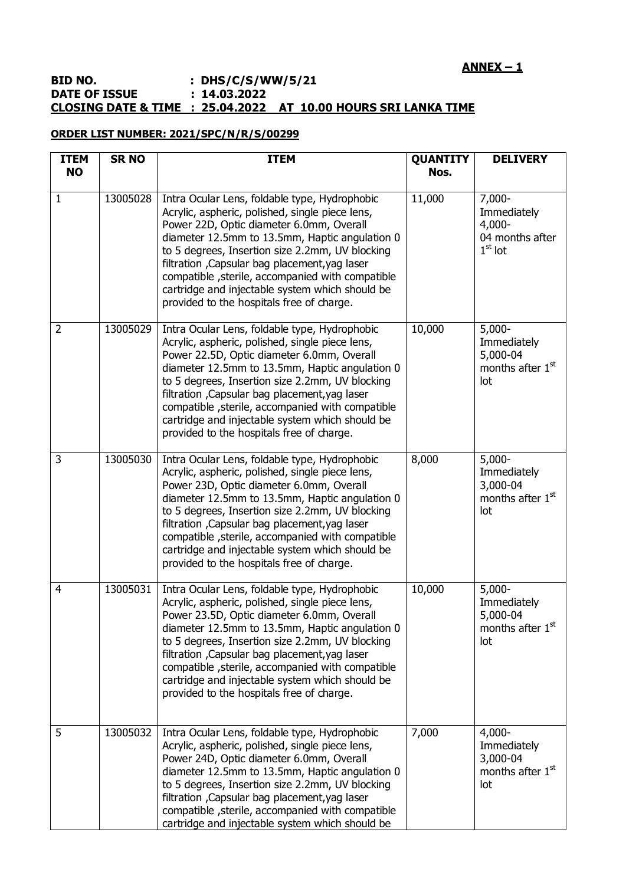**ANNEX – 1**

**BID NO. : DHS/C/S/WW/5/21**
**DATE OF ISSUE : 14.03.2022**
**CLOSING DATE & TIME : 25.04.2022 AT 10.00 HOURS SRI LANKA TIME**

**ORDER LIST NUMBER: 2021/SPC/N/R/S/00299**

| ITEM NO | SR NO | ITEM | QUANTITY Nos. | DELIVERY |
|---|---|---|---|---|
| 1 | 13005028 | Intra Ocular Lens, foldable type, Hydrophobic Acrylic, aspheric, polished, single piece lens, Power 22D, Optic diameter 6.0mm, Overall diameter 12.5mm to 13.5mm, Haptic angulation 0 to 5 degrees, Insertion size 2.2mm, UV blocking filtration ,Capsular bag placement,yag laser compatible ,sterile, accompanied with compatible cartridge and injectable system which should be provided to the hospitals free of charge. | 11,000 | 7,000- Immediately 4,000- 04 months after 1st lot |
| 2 | 13005029 | Intra Ocular Lens, foldable type, Hydrophobic Acrylic, aspheric, polished, single piece lens, Power 22.5D, Optic diameter 6.0mm, Overall diameter 12.5mm to 13.5mm, Haptic angulation 0 to 5 degrees, Insertion size 2.2mm, UV blocking filtration ,Capsular bag placement,yag laser compatible ,sterile, accompanied with compatible cartridge and injectable system which should be provided to the hospitals free of charge. | 10,000 | 5,000- Immediately 5,000-04 months after 1st lot |
| 3 | 13005030 | Intra Ocular Lens, foldable type, Hydrophobic Acrylic, aspheric, polished, single piece lens, Power 23D, Optic diameter 6.0mm, Overall diameter 12.5mm to 13.5mm, Haptic angulation 0 to 5 degrees, Insertion size 2.2mm, UV blocking filtration ,Capsular bag placement,yag laser compatible ,sterile, accompanied with compatible cartridge and injectable system which should be provided to the hospitals free of charge. | 8,000 | 5,000- Immediately 3,000-04 months after 1st lot |
| 4 | 13005031 | Intra Ocular Lens, foldable type, Hydrophobic Acrylic, aspheric, polished, single piece lens, Power 23.5D, Optic diameter 6.0mm, Overall diameter 12.5mm to 13.5mm, Haptic angulation 0 to 5 degrees, Insertion size 2.2mm, UV blocking filtration ,Capsular bag placement,yag laser compatible ,sterile, accompanied with compatible cartridge and injectable system which should be provided to the hospitals free of charge. | 10,000 | 5,000- Immediately 5,000-04 months after 1st lot |
| 5 | 13005032 | Intra Ocular Lens, foldable type, Hydrophobic Acrylic, aspheric, polished, single piece lens, Power 24D, Optic diameter 6.0mm, Overall diameter 12.5mm to 13.5mm, Haptic angulation 0 to 5 degrees, Insertion size 2.2mm, UV blocking filtration ,Capsular bag placement,yag laser compatible ,sterile, accompanied with compatible cartridge and injectable system which should be | 7,000 | 4,000- Immediately 3,000-04 months after 1st lot |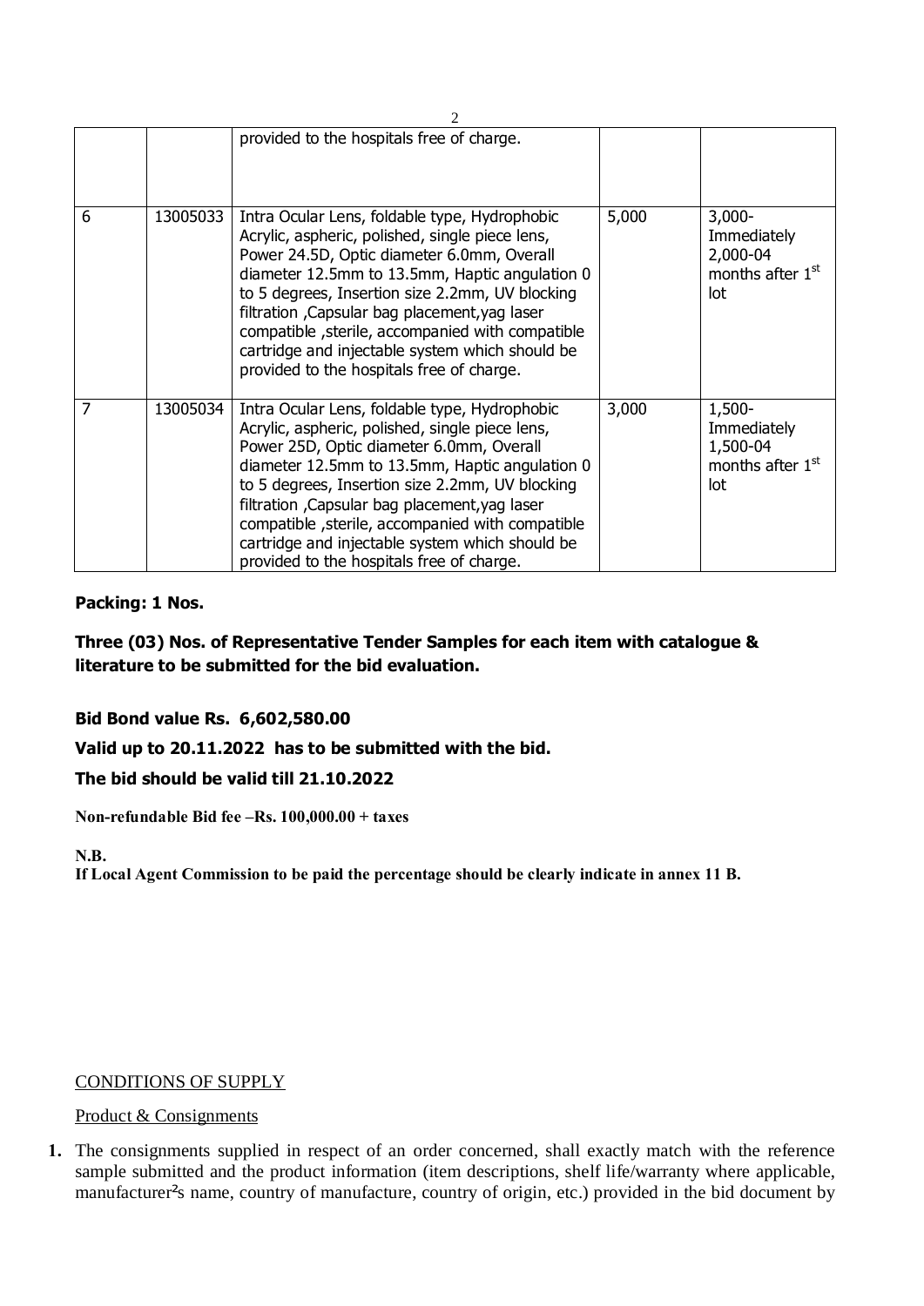|  |  | provided to the hospitals free of charge. |  |  |
|---|---|---|---|---|
| 6 | 13005033 | Intra Ocular Lens, foldable type, Hydrophobic Acrylic, aspheric, polished, single piece lens, Power 24.5D, Optic diameter 6.0mm, Overall diameter 12.5mm to 13.5mm, Haptic angulation 0 to 5 degrees, Insertion size 2.2mm, UV blocking filtration ,Capsular bag placement,yag laser compatible ,sterile, accompanied with compatible cartridge and injectable system which should be provided to the hospitals free of charge. | 5,000 | 3,000- Immediately 2,000-04 months after 1st lot |
| 7 | 13005034 | Intra Ocular Lens, foldable type, Hydrophobic Acrylic, aspheric, polished, single piece lens, Power 25D, Optic diameter 6.0mm, Overall diameter 12.5mm to 13.5mm, Haptic angulation 0 to 5 degrees, Insertion size 2.2mm, UV blocking filtration ,Capsular bag placement,yag laser compatible ,sterile, accompanied with compatible cartridge and injectable system which should be provided to the hospitals free of charge. | 3,000 | 1,500- Immediately 1,500-04 months after 1st lot |

**Packing: 1 Nos.**

**Three (03) Nos. of Representative Tender Samples for each item with catalogue & literature to be submitted for the bid evaluation.**

**Bid Bond value Rs. 6,602,580.00**

**Valid up to 20.11.2022 has to be submitted with the bid.**

**The bid should be valid till 21.10.2022**

**Non-refundable Bid fee –Rs. 100,000.00 + taxes**

**N.B.**
**If Local Agent Commission to be paid the percentage should be clearly indicate in annex 11 B.**

CONDITIONS OF SUPPLY

Product & Consignments

1. The consignments supplied in respect of an order concerned, shall exactly match with the reference sample submitted and the product information (item descriptions, shelf life/warranty where applicable, manufacturer's name, country of manufacture, country of origin, etc.) provided in the bid document by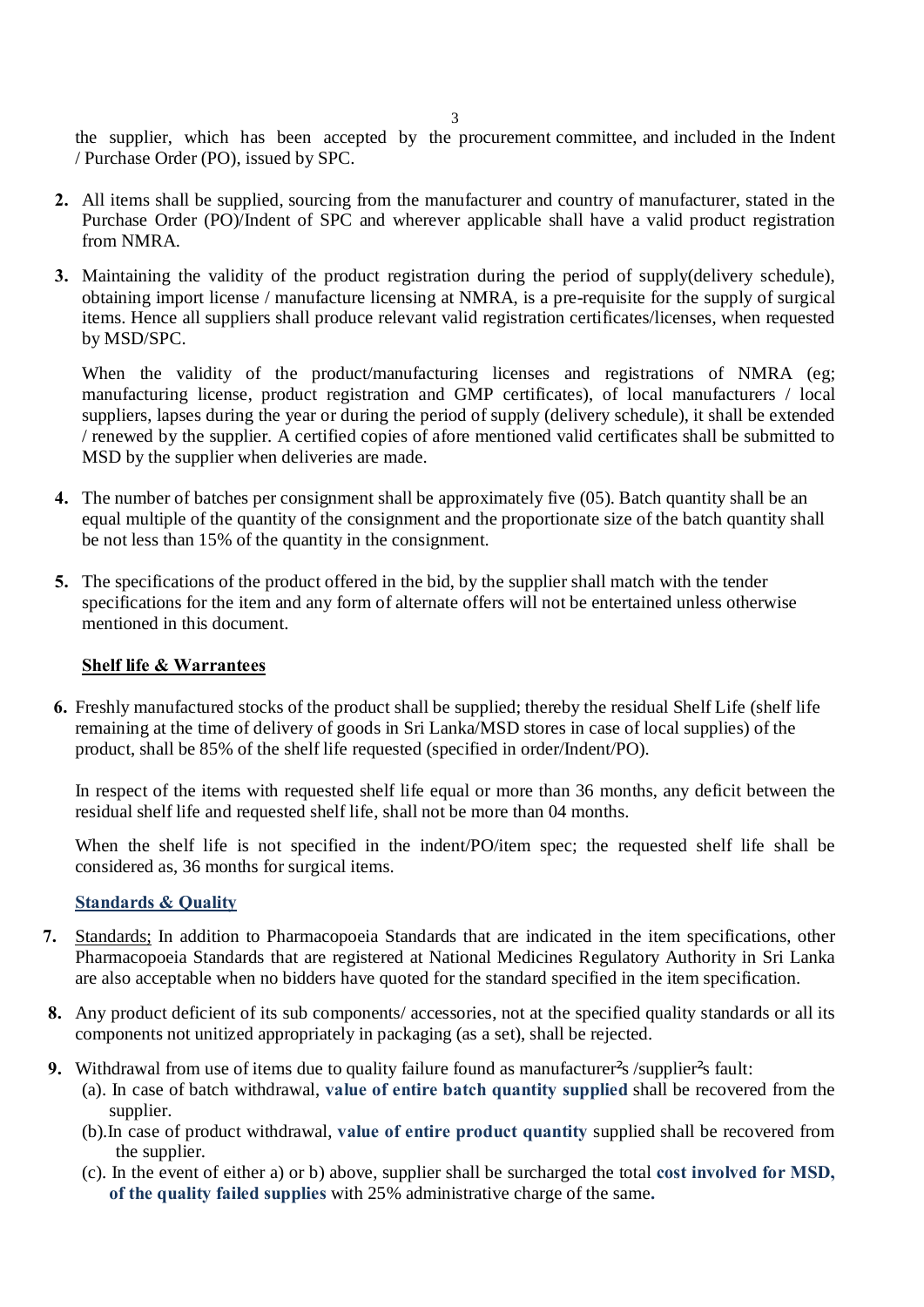the supplier, which has been accepted by the procurement committee, and included in the Indent / Purchase Order (PO), issued by SPC.

2. All items shall be supplied, sourcing from the manufacturer and country of manufacturer, stated in the Purchase Order (PO)/Indent of SPC and wherever applicable shall have a valid product registration from NMRA.

3. Maintaining the validity of the product registration during the period of supply(delivery schedule), obtaining import license / manufacture licensing at NMRA, is a pre-requisite for the supply of surgical items. Hence all suppliers shall produce relevant valid registration certificates/licenses, when requested by MSD/SPC.

   When the validity of the product/manufacturing licenses and registrations of NMRA (eg; manufacturing license, product registration and GMP certificates), of local manufacturers / local suppliers, lapses during the year or during the period of supply (delivery schedule), it shall be extended / renewed by the supplier. A certified copies of afore mentioned valid certificates shall be submitted to MSD by the supplier when deliveries are made.

4. The number of batches per consignment shall be approximately five (05). Batch quantity shall be an equal multiple of the quantity of the consignment and the proportionate size of the batch quantity shall be not less than 15% of the quantity in the consignment.

5. The specifications of the product offered in the bid, by the supplier shall match with the tender specifications for the item and any form of alternate offers will not be entertained unless otherwise mentioned in this document.

**Shelf life & Warrantees**

6. Freshly manufactured stocks of the product shall be supplied; thereby the residual Shelf Life (shelf life remaining at the time of delivery of goods in Sri Lanka/MSD stores in case of local supplies) of the product, shall be 85% of the shelf life requested (specified in order/Indent/PO).

   In respect of the items with requested shelf life equal or more than 36 months, any deficit between the residual shelf life and requested shelf life, shall not be more than 04 months.

   When the shelf life is not specified in the indent/PO/item spec; the requested shelf life shall be considered as, 36 months for surgical items.

**Standards & Quality**

7. Standards; In addition to Pharmacopoeia Standards that are indicated in the item specifications, other Pharmacopoeia Standards that are registered at National Medicines Regulatory Authority in Sri Lanka are also acceptable when no bidders have quoted for the standard specified in the item specification.

8. Any product deficient of its sub components/ accessories, not at the specified quality standards or all its components not unitized appropriately in packaging (as a set), shall be rejected.

9. Withdrawal from use of items due to quality failure found as manufacturer's /supplier's fault:
   (a). In case of batch withdrawal, **value of entire batch quantity supplied** shall be recovered from the supplier.
   (b). In case of product withdrawal, **value of entire product quantity** supplied shall be recovered from the supplier.
   (c). In the event of either a) or b) above, supplier shall be surcharged the total **cost involved for MSD, of the quality failed supplies** with 25% administrative charge of the same**.**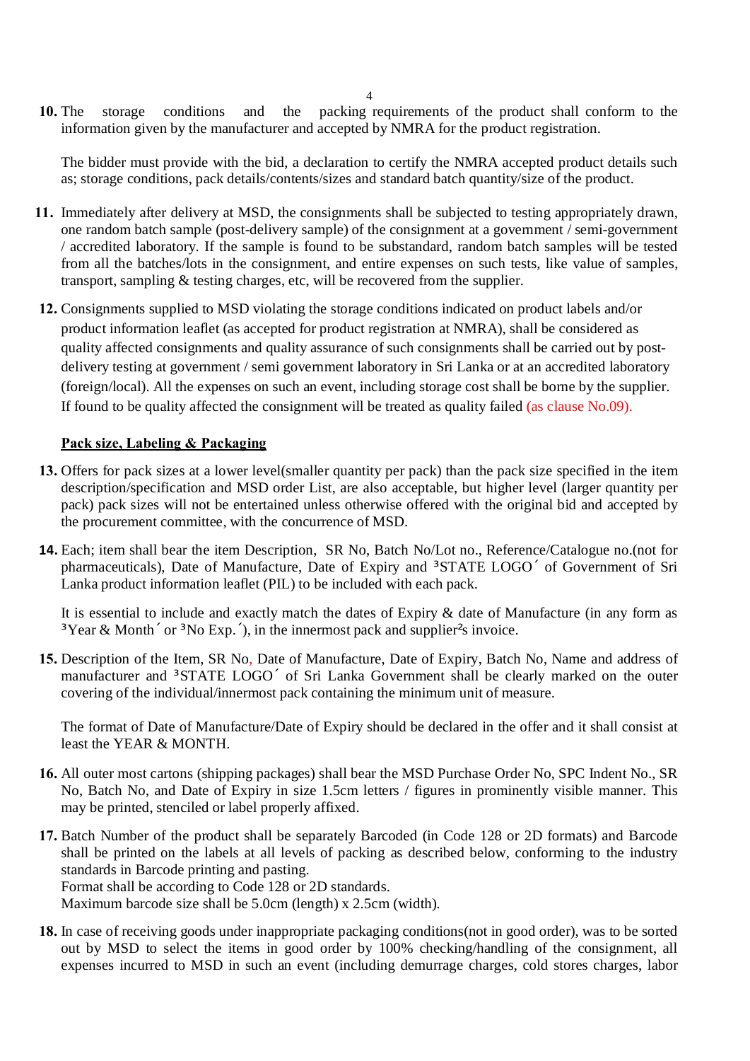10. The storage conditions and the packing requirements of the product shall conform to the information given by the manufacturer and accepted by NMRA for the product registration.

    The bidder must provide with the bid, a declaration to certify the NMRA accepted product details such as; storage conditions, pack details/contents/sizes and standard batch quantity/size of the product.

11. Immediately after delivery at MSD, the consignments shall be subjected to testing appropriately drawn, one random batch sample (post-delivery sample) of the consignment at a government / semi-government / accredited laboratory. If the sample is found to be substandard, random batch samples will be tested from all the batches/lots in the consignment, and entire expenses on such tests, like value of samples, transport, sampling & testing charges, etc, will be recovered from the supplier.

12. Consignments supplied to MSD violating the storage conditions indicated on product labels and/or product information leaflet (as accepted for product registration at NMRA), shall be considered as quality affected consignments and quality assurance of such consignments shall be carried out by post-delivery testing at government / semi government laboratory in Sri Lanka or at an accredited laboratory (foreign/local). All the expenses on such an event, including storage cost shall be borne by the supplier. If found to be quality affected the consignment will be treated as quality failed (as clause No.09).

**Pack size, Labeling & Packaging**

13. Offers for pack sizes at a lower level(smaller quantity per pack) than the pack size specified in the item description/specification and MSD order List, are also acceptable, but higher level (larger quantity per pack) pack sizes will not be entertained unless otherwise offered with the original bid and accepted by the procurement committee, with the concurrence of MSD.

14. Each; item shall bear the item Description, SR No, Batch No/Lot no., Reference/Catalogue no.(not for pharmaceuticals), Date of Manufacture, Date of Expiry and ³STATE LOGO´ of Government of Sri Lanka product information leaflet (PIL) to be included with each pack.

    It is essential to include and exactly match the dates of Expiry & date of Manufacture (in any form as ³Year & Month´ or ³No Exp.´), in the innermost pack and supplier²s invoice.

15. Description of the Item, SR No, Date of Manufacture, Date of Expiry, Batch No, Name and address of manufacturer and ³STATE LOGO´ of Sri Lanka Government shall be clearly marked on the outer covering of the individual/innermost pack containing the minimum unit of measure.

    The format of Date of Manufacture/Date of Expiry should be declared in the offer and it shall consist at least the YEAR & MONTH.

16. All outer most cartons (shipping packages) shall bear the MSD Purchase Order No, SPC Indent No., SR No, Batch No, and Date of Expiry in size 1.5cm letters / figures in prominently visible manner. This may be printed, stenciled or label properly affixed.

17. Batch Number of the product shall be separately Barcoded (in Code 128 or 2D formats) and Barcode shall be printed on the labels at all levels of packing as described below, conforming to the industry standards in Barcode printing and pasting.
    Format shall be according to Code 128 or 2D standards.
    Maximum barcode size shall be 5.0cm (length) x 2.5cm (width).

18. In case of receiving goods under inappropriate packaging conditions(not in good order), was to be sorted out by MSD to select the items in good order by 100% checking/handling of the consignment, all expenses incurred to MSD in such an event (including demurrage charges, cold stores charges, labor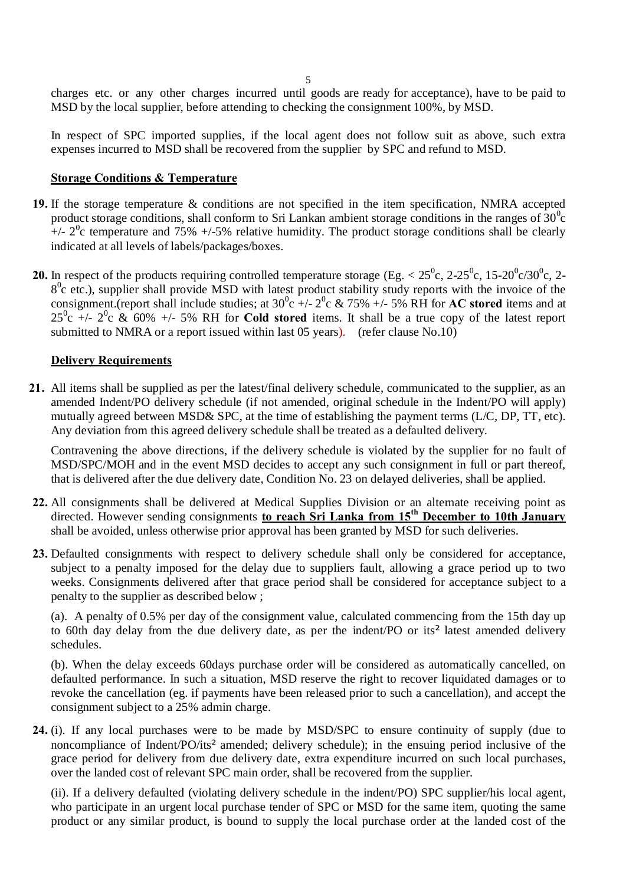charges etc. or any other charges incurred until goods are ready for acceptance), have to be paid to MSD by the local supplier, before attending to checking the consignment 100%, by MSD.

In respect of SPC imported supplies, if the local agent does not follow suit as above, such extra expenses incurred to MSD shall be recovered from the supplier by SPC and refund to MSD.

**Storage Conditions & Temperature**

**19.** If the storage temperature & conditions are not specified in the item specification, NMRA accepted product storage conditions, shall conform to Sri Lankan ambient storage conditions in the ranges of $30^0$c +/- $2^0$c temperature and 75% +/-5% relative humidity. The product storage conditions shall be clearly indicated at all levels of labels/packages/boxes.

**20.** In respect of the products requiring controlled temperature storage (Eg. < $25^0$c, 2-$25^0$c, 15-$20^0$c/$30^0$c, 2-$8^0$c etc.), supplier shall provide MSD with latest product stability study reports with the invoice of the consignment.(report shall include studies; at $30^0$c +/- $2^0$c & 75% +/- 5% RH for **AC stored** items and at $25^0$c +/- $2^0$c & 60% +/- 5% RH for **Cold stored** items. It shall be a true copy of the latest report submitted to NMRA or a report issued within last 05 years). (refer clause No.10)

**Delivery Requirements**

**21.** All items shall be supplied as per the latest/final delivery schedule, communicated to the supplier, as an amended Indent/PO delivery schedule (if not amended, original schedule in the Indent/PO will apply) mutually agreed between MSD& SPC, at the time of establishing the payment terms (L/C, DP, TT, etc). Any deviation from this agreed delivery schedule shall be treated as a defaulted delivery.

Contravening the above directions, if the delivery schedule is violated by the supplier for no fault of MSD/SPC/MOH and in the event MSD decides to accept any such consignment in full or part thereof, that is delivered after the due delivery date, Condition No. 23 on delayed deliveries, shall be applied.

**22.** All consignments shall be delivered at Medical Supplies Division or an alternate receiving point as directed. However sending consignments **to reach Sri Lanka from 15th December to 10th January** shall be avoided, unless otherwise prior approval has been granted by MSD for such deliveries.

**23.** Defaulted consignments with respect to delivery schedule shall only be considered for acceptance, subject to a penalty imposed for the delay due to suppliers fault, allowing a grace period up to two weeks. Consignments delivered after that grace period shall be considered for acceptance subject to a penalty to the supplier as described below ;

(a). A penalty of 0.5% per day of the consignment value, calculated commencing from the 15th day up to 60th day delay from the due delivery date, as per the indent/PO or its² latest amended delivery schedules.

(b). When the delay exceeds 60days purchase order will be considered as automatically cancelled, on defaulted performance. In such a situation, MSD reserve the right to recover liquidated damages or to revoke the cancellation (eg. if payments have been released prior to such a cancellation), and accept the consignment subject to a 25% admin charge.

**24.** (i). If any local purchases were to be made by MSD/SPC to ensure continuity of supply (due to noncompliance of Indent/PO/its² amended; delivery schedule); in the ensuing period inclusive of the grace period for delivery from due delivery date, extra expenditure incurred on such local purchases, over the landed cost of relevant SPC main order, shall be recovered from the supplier.

(ii). If a delivery defaulted (violating delivery schedule in the indent/PO) SPC supplier/his local agent, who participate in an urgent local purchase tender of SPC or MSD for the same item, quoting the same product or any similar product, is bound to supply the local purchase order at the landed cost of the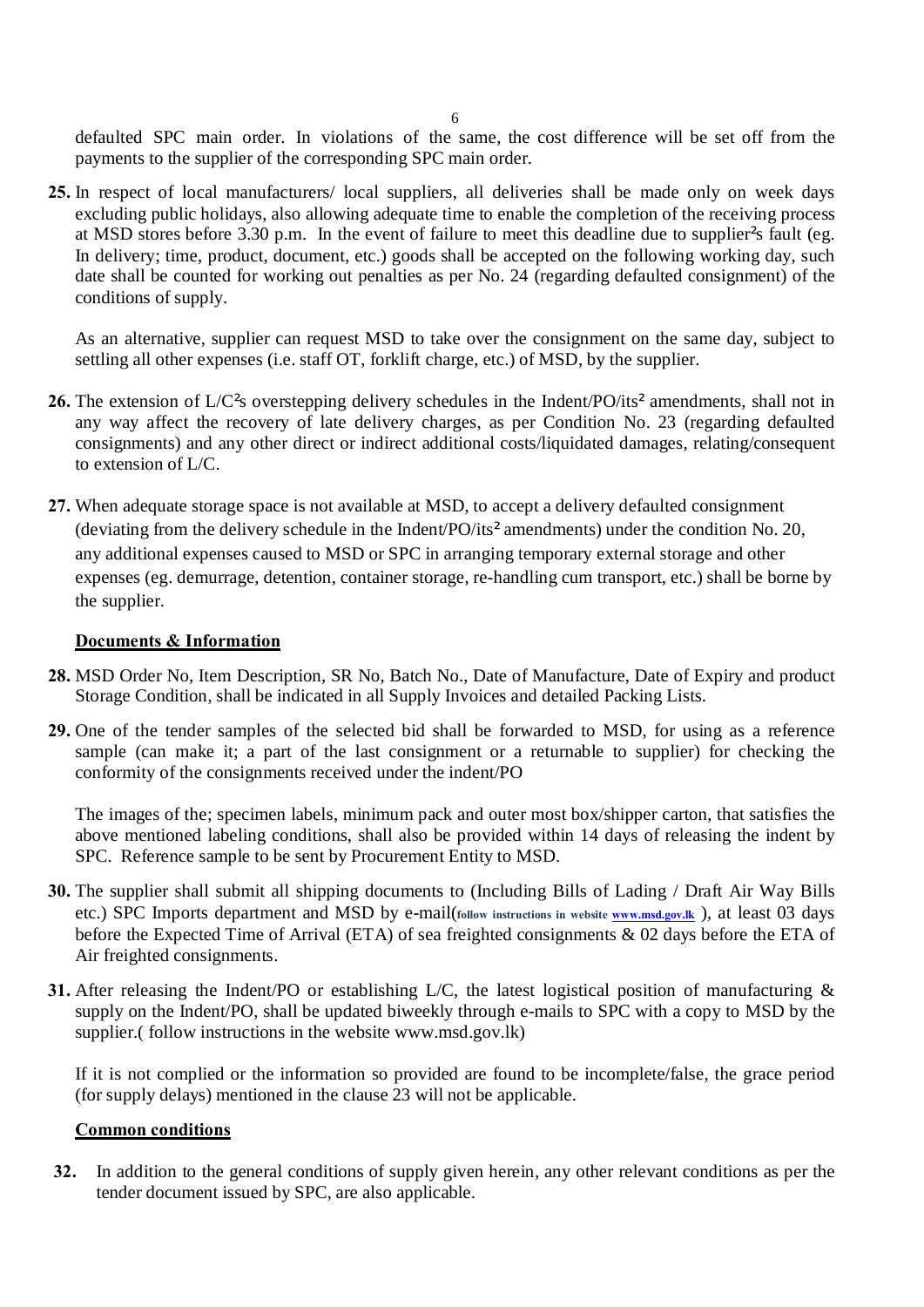defaulted SPC main order. In violations of the same, the cost difference will be set off from the payments to the supplier of the corresponding SPC main order.

**25.** In respect of local manufacturers/ local suppliers, all deliveries shall be made only on week days excluding public holidays, also allowing adequate time to enable the completion of the receiving process at MSD stores before 3.30 p.m. In the event of failure to meet this deadline due to supplier²s fault (eg. In delivery; time, product, document, etc.) goods shall be accepted on the following working day, such date shall be counted for working out penalties as per No. 24 (regarding defaulted consignment) of the conditions of supply.

As an alternative, supplier can request MSD to take over the consignment on the same day, subject to settling all other expenses (i.e. staff OT, forklift charge, etc.) of MSD, by the supplier.

**26.** The extension of L/C²s overstepping delivery schedules in the Indent/PO/its² amendments, shall not in any way affect the recovery of late delivery charges, as per Condition No. 23 (regarding defaulted consignments) and any other direct or indirect additional costs/liquidated damages, relating/consequent to extension of L/C.

**27.** When adequate storage space is not available at MSD, to accept a delivery defaulted consignment (deviating from the delivery schedule in the Indent/PO/its² amendments) under the condition No. 20, any additional expenses caused to MSD or SPC in arranging temporary external storage and other expenses (eg. demurrage, detention, container storage, re-handling cum transport, etc.) shall be borne by the supplier.

**Documents & Information**

**28.** MSD Order No, Item Description, SR No, Batch No., Date of Manufacture, Date of Expiry and product Storage Condition, shall be indicated in all Supply Invoices and detailed Packing Lists.

**29.** One of the tender samples of the selected bid shall be forwarded to MSD, for using as a reference sample (can make it; a part of the last consignment or a returnable to supplier) for checking the conformity of the consignments received under the indent/PO

The images of the; specimen labels, minimum pack and outer most box/shipper carton, that satisfies the above mentioned labeling conditions, shall also be provided within 14 days of releasing the indent by SPC. Reference sample to be sent by Procurement Entity to MSD.

**30.** The supplier shall submit all shipping documents to (Including Bills of Lading / Draft Air Way Bills etc.) SPC Imports department and MSD by e-mail(follow instructions in website www.msd.gov.lk ), at least 03 days before the Expected Time of Arrival (ETA) of sea freighted consignments & 02 days before the ETA of Air freighted consignments.

**31.** After releasing the Indent/PO or establishing L/C, the latest logistical position of manufacturing & supply on the Indent/PO, shall be updated biweekly through e-mails to SPC with a copy to MSD by the supplier.( follow instructions in the website www.msd.gov.lk)

If it is not complied or the information so provided are found to be incomplete/false, the grace period (for supply delays) mentioned in the clause 23 will not be applicable.

**Common conditions**

**32.** In addition to the general conditions of supply given herein, any other relevant conditions as per the tender document issued by SPC, are also applicable.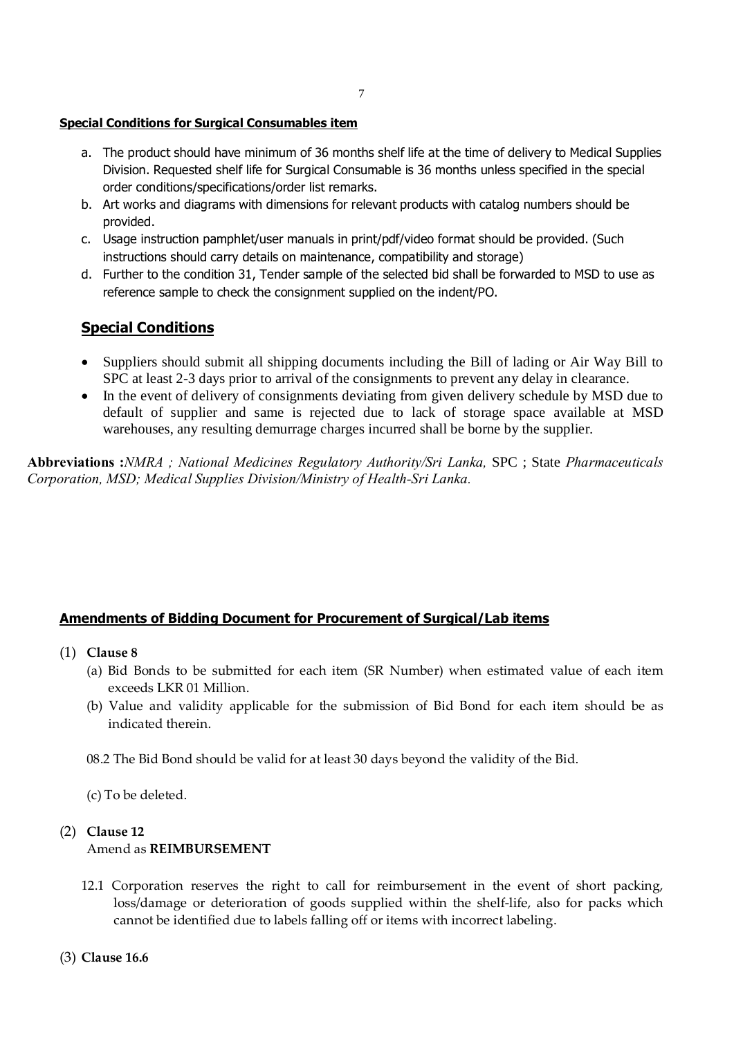**Special Conditions for Surgical Consumables item**

a. The product should have minimum of 36 months shelf life at the time of delivery to Medical Supplies Division. Requested shelf life for Surgical Consumable is 36 months unless specified in the special order conditions/specifications/order list remarks.
b. Art works and diagrams with dimensions for relevant products with catalog numbers should be provided.
c. Usage instruction pamphlet/user manuals in print/pdf/video format should be provided. (Such instructions should carry details on maintenance, compatibility and storage)
d. Further to the condition 31, Tender sample of the selected bid shall be forwarded to MSD to use as reference sample to check the consignment supplied on the indent/PO.

## Special Conditions

- Suppliers should submit all shipping documents including the Bill of lading or Air Way Bill to SPC at least 2-3 days prior to arrival of the consignments to prevent any delay in clearance.
- In the event of delivery of consignments deviating from given delivery schedule by MSD due to default of supplier and same is rejected due to lack of storage space available at MSD warehouses, any resulting demurrage charges incurred shall be borne by the supplier.

**Abbreviations :***NMRA ; National Medicines Regulatory Authority/Sri Lanka,* SPC ; State *Pharmaceuticals Corporation, MSD; Medical Supplies Division/Ministry of Health-Sri Lanka.*

**Amendments of Bidding Document for Procurement of Surgical/Lab items**

(1) **Clause 8**

(a) Bid Bonds to be submitted for each item (SR Number) when estimated value of each item exceeds LKR 01 Million.

(b) Value and validity applicable for the submission of Bid Bond for each item should be as indicated therein.

08.2 The Bid Bond should be valid for at least 30 days beyond the validity of the Bid.

(c) To be deleted.

(2) **Clause 12**
Amend as **REIMBURSEMENT**

12.1 Corporation reserves the right to call for reimbursement in the event of short packing, loss/damage or deterioration of goods supplied within the shelf-life, also for packs which cannot be identified due to labels falling off or items with incorrect labeling.

(3) **Clause 16.6**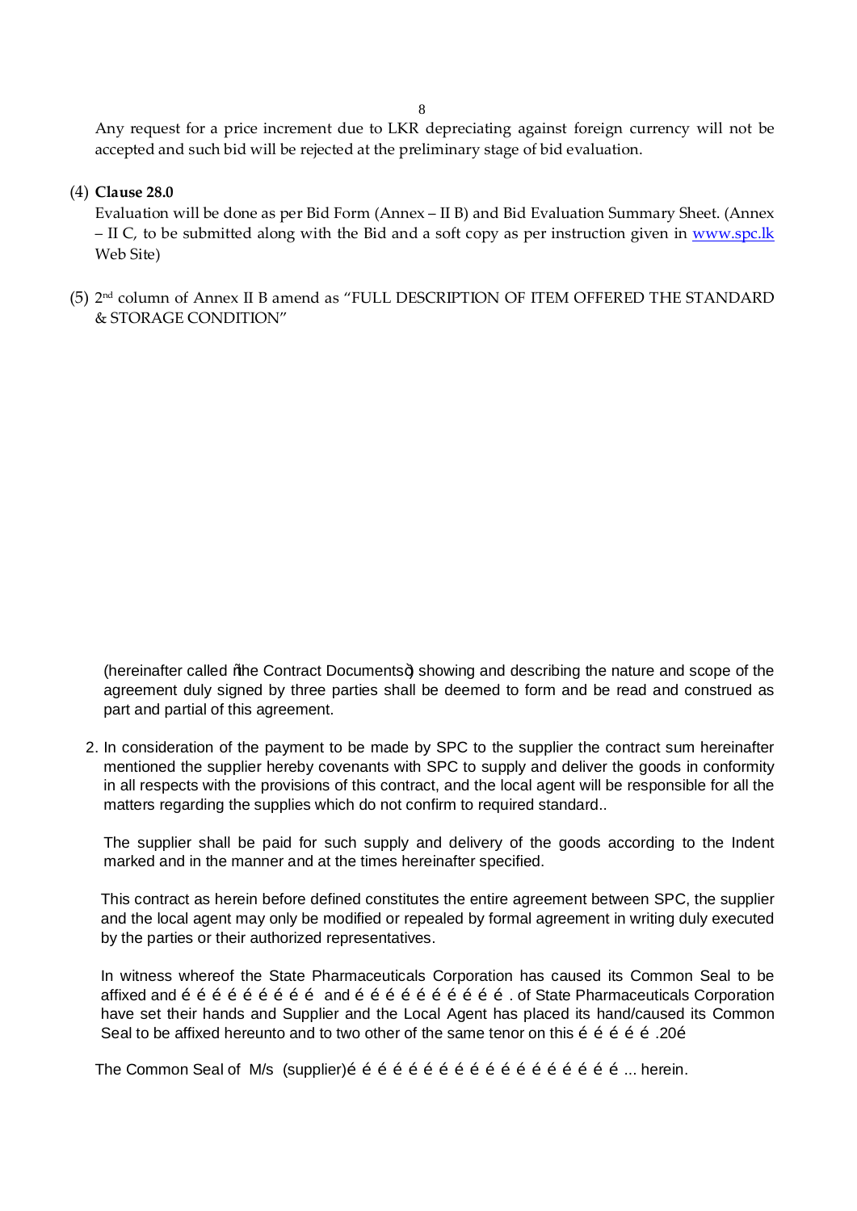Any request for a price increment due to LKR depreciating against foreign currency will not be accepted and such bid will be rejected at the preliminary stage of bid evaluation.

(4) **Clause 28.0**

Evaluation will be done as per Bid Form (Annex – II B) and Bid Evaluation Summary Sheet. (Annex – II C, to be submitted along with the Bid and a soft copy as per instruction given in [www.spc.lk](http://www.spc.lk) Web Site)

(5) 2nd column of Annex II B amend as "FULL DESCRIPTION OF ITEM OFFERED THE STANDARD & STORAGE CONDITION"

(hereinafter called "the Contract Documents") showing and describing the nature and scope of the agreement duly signed by three parties shall be deemed to form and be read and construed as part and partial of this agreement.

2. In consideration of the payment to be made by SPC to the supplier the contract sum hereinafter mentioned the supplier hereby covenants with SPC to supply and deliver the goods in conformity in all respects with the provisions of this contract, and the local agent will be responsible for all the matters regarding the supplies which do not confirm to required standard..

The supplier shall be paid for such supply and delivery of the goods according to the Indent marked and in the manner and at the times hereinafter specified.

This contract as herein before defined constitutes the entire agreement between SPC, the supplier and the local agent may only be modified or repealed by formal agreement in writing duly executed by the parties or their authorized representatives.

In witness whereof the State Pharmaceuticals Corporation has caused its Common Seal to be affixed and ………………… and …………………… . of State Pharmaceuticals Corporation have set their hands and Supplier and the Local Agent has placed its hand/caused its Common Seal to be affixed hereunto and to two other of the same tenor on this ………… .20…

The Common Seal of M/s (supplier)………………………………… ... herein.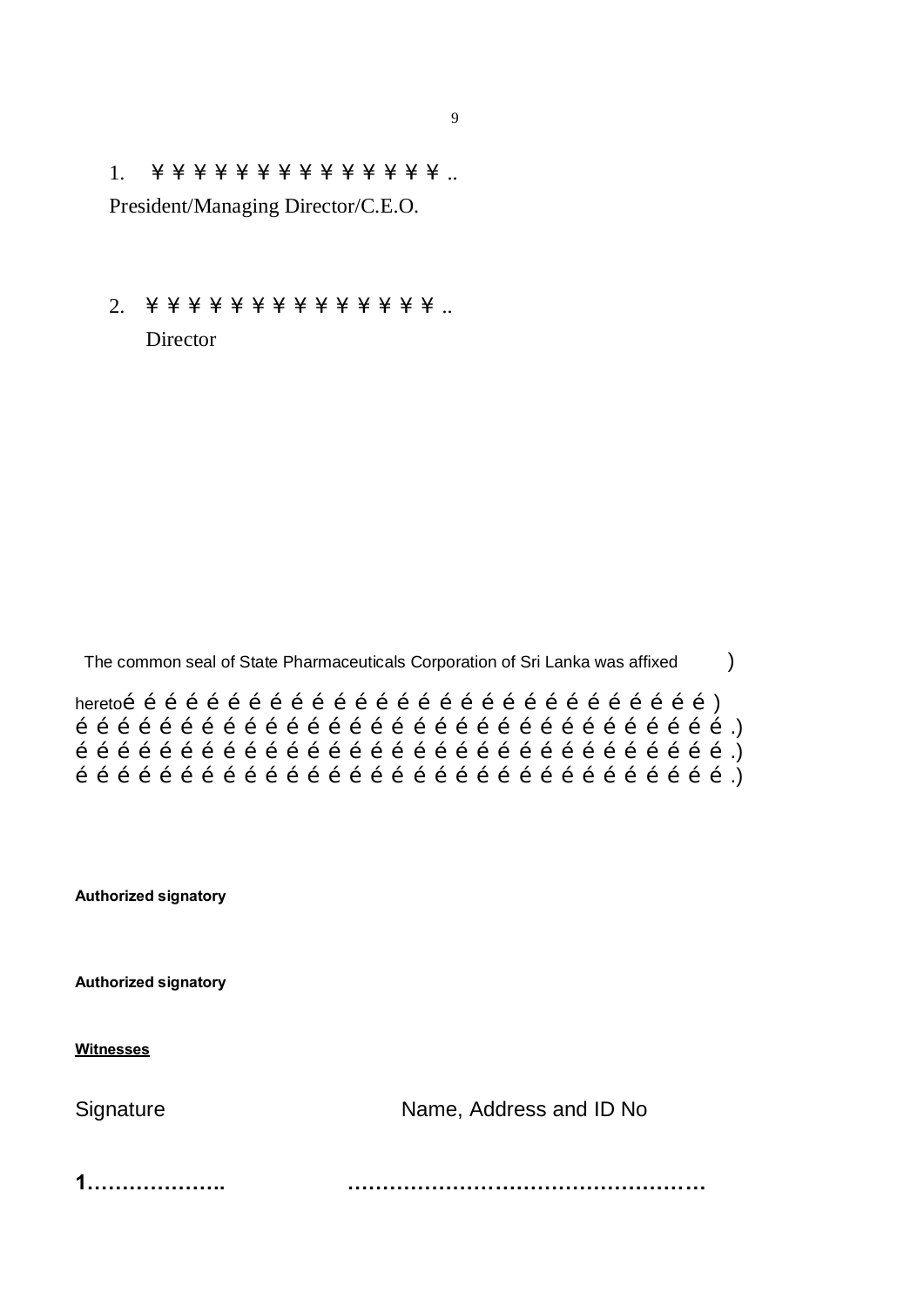1. ¥ ¥ ¥ ¥ ¥ ¥ ¥ ¥ ¥ ¥ ¥ ¥ ¥ ¥ ..
   President/Managing Director/C.E.O.

2. ¥ ¥ ¥ ¥ ¥ ¥ ¥ ¥ ¥ ¥ ¥ ¥ ¥ ¥ ..
   Director

The common seal of State Pharmaceuticals Corporation of Sri Lanka was affixed )
heretoé é é é é é é é é é é é é é é é é é é é é é é é é é é é )
é é é é é é é é é é é é é é é é é é é é é é é é é é é é é é é .)
é é é é é é é é é é é é é é é é é é é é é é é é é é é é é é é .)
é é é é é é é é é é é é é é é é é é é é é é é é é é é é é é é .)

**Authorized signatory**

**Authorized signatory**

**Witnesses**

| Signature | Name, Address and ID No |
|---|---|
| **1………………..** | **……………………………………………** |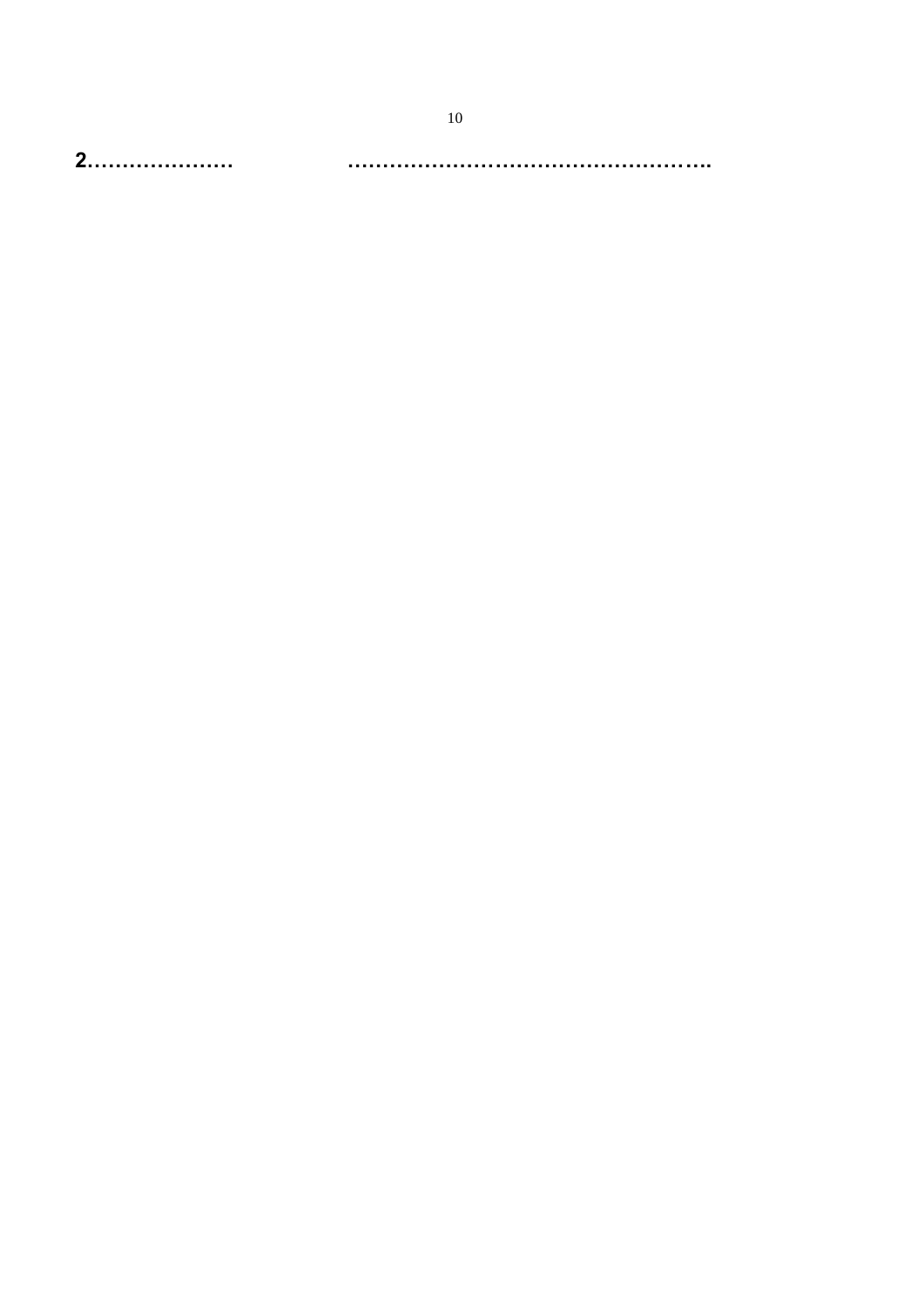**2…………………　　　　　…………………………………………….**